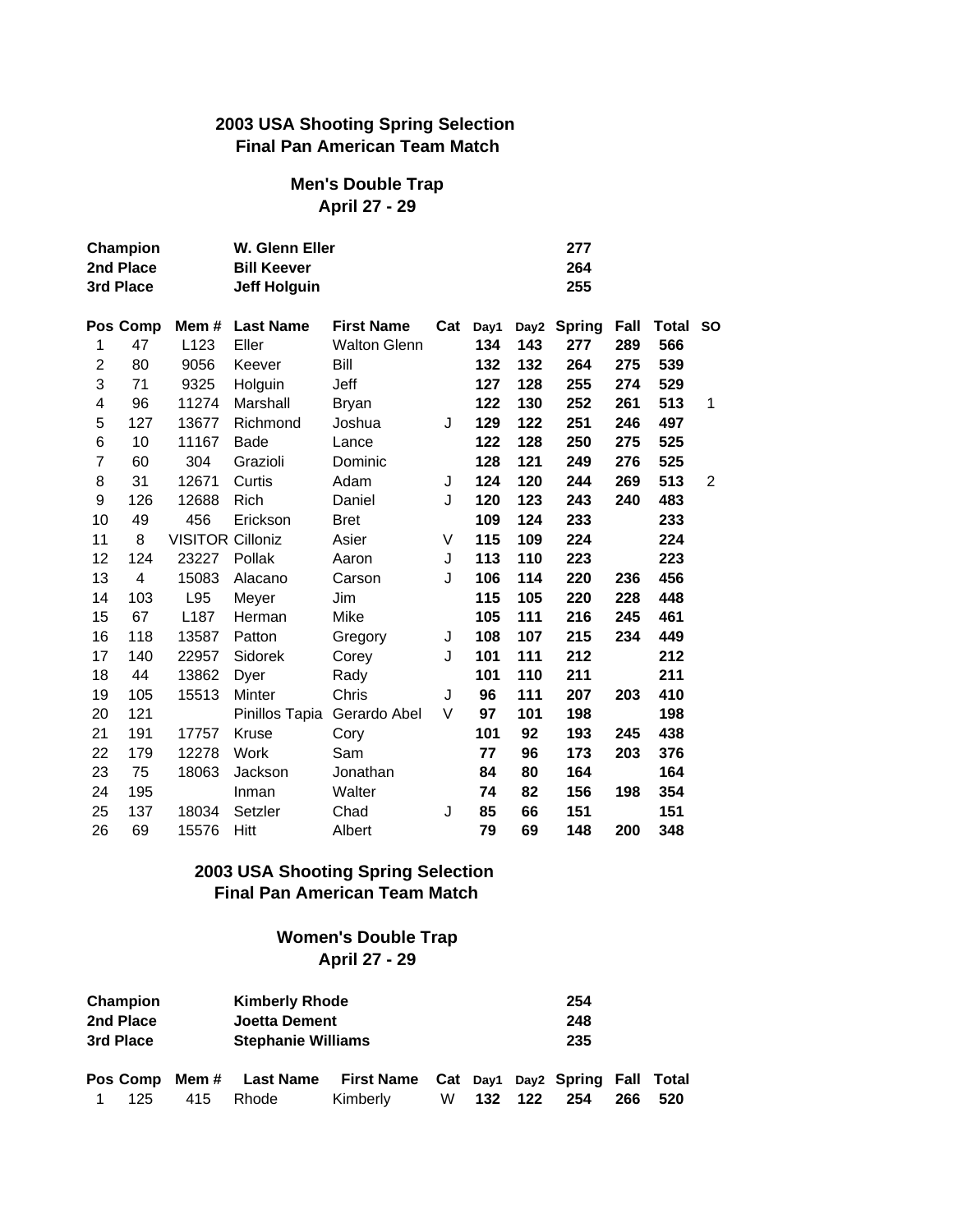## 2003 USA Shooting Spring Selection
## Final Pan American Team Match

### Men's Double Trap
### April 27 - 29

| | | |
|---|---|---|
| **Champion** | **W. Glenn Eller** | **277** |
| **2nd Place** | **Bill Keever** | **264** |
| **3rd Place** | **Jeff Holguin** | **255** |

| Pos | Comp | Mem # | Last Name | First Name | Cat | Day1 | Day2 | Spring | Fall | Total | SO |
|---|---|---|---|---|---|---|---|---|---|---|---|
| 1 | 47 | L123 | Eller | Walton Glenn | | 134 | 143 | 277 | 289 | 566 | |
| 2 | 80 | 9056 | Keever | Bill | | 132 | 132 | 264 | 275 | 539 | |
| 3 | 71 | 9325 | Holguin | Jeff | | 127 | 128 | 255 | 274 | 529 | |
| 4 | 96 | 11274 | Marshall | Bryan | | 122 | 130 | 252 | 261 | 513 | 1 |
| 5 | 127 | 13677 | Richmond | Joshua | J | 129 | 122 | 251 | 246 | 497 | |
| 6 | 10 | 11167 | Bade | Lance | | 122 | 128 | 250 | 275 | 525 | |
| 7 | 60 | 304 | Grazioli | Dominic | | 128 | 121 | 249 | 276 | 525 | |
| 8 | 31 | 12671 | Curtis | Adam | J | 124 | 120 | 244 | 269 | 513 | 2 |
| 9 | 126 | 12688 | Rich | Daniel | J | 120 | 123 | 243 | 240 | 483 | |
| 10 | 49 | 456 | Erickson | Bret | | 109 | 124 | 233 | | 233 | |
| 11 | 8 | VISITOR | Cilloniz | Asier | V | 115 | 109 | 224 | | 224 | |
| 12 | 124 | 23227 | Pollak | Aaron | J | 113 | 110 | 223 | | 223 | |
| 13 | 4 | 15083 | Alacano | Carson | J | 106 | 114 | 220 | 236 | 456 | |
| 14 | 103 | L95 | Meyer | Jim | | 115 | 105 | 220 | 228 | 448 | |
| 15 | 67 | L187 | Herman | Mike | | 105 | 111 | 216 | 245 | 461 | |
| 16 | 118 | 13587 | Patton | Gregory | J | 108 | 107 | 215 | 234 | 449 | |
| 17 | 140 | 22957 | Sidorek | Corey | J | 101 | 111 | 212 | | 212 | |
| 18 | 44 | 13862 | Dyer | Rady | | 101 | 110 | 211 | | 211 | |
| 19 | 105 | 15513 | Minter | Chris | J | 96 | 111 | 207 | 203 | 410 | |
| 20 | 121 | | Pinillos Tapia | Gerardo Abel | V | 97 | 101 | 198 | | 198 | |
| 21 | 191 | 17757 | Kruse | Cory | | 101 | 92 | 193 | 245 | 438 | |
| 22 | 179 | 12278 | Work | Sam | | 77 | 96 | 173 | 203 | 376 | |
| 23 | 75 | 18063 | Jackson | Jonathan | | 84 | 80 | 164 | | 164 | |
| 24 | 195 | | Inman | Walter | | 74 | 82 | 156 | 198 | 354 | |
| 25 | 137 | 18034 | Setzler | Chad | J | 85 | 66 | 151 | | 151 | |
| 26 | 69 | 15576 | Hitt | Albert | | 79 | 69 | 148 | 200 | 348 | |

## 2003 USA Shooting Spring Selection
## Final Pan American Team Match

### Women's Double Trap
### April 27 - 29

| | | |
|---|---|---|
| **Champion** | **Kimberly Rhode** | **254** |
| **2nd Place** | **Joetta Dement** | **248** |
| **3rd Place** | **Stephanie Williams** | **235** |

| Pos | Comp | Mem # | Last Name | First Name | Cat | Day1 | Day2 | Spring | Fall | Total |
|---|---|---|---|---|---|---|---|---|---|---|
| 1 | 125 | 415 | Rhode | Kimberly | W | 132 | 122 | 254 | 266 | 520 |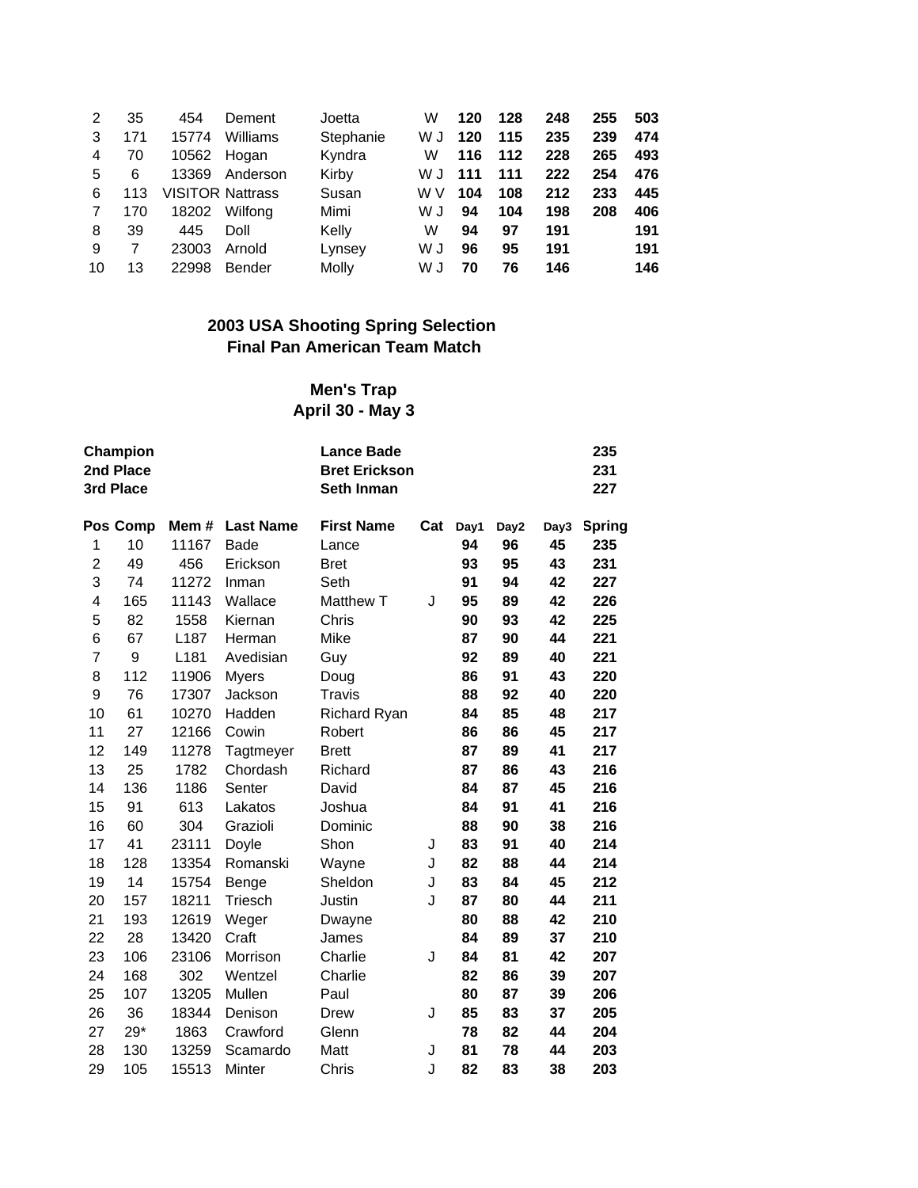| | | | | | | | | | | |
|---|---|---|---|---|---|---|---|---|---|---|
| 2 | 35 | 454 | Dement | Joetta | W | **120** | **128** | **248** | **255** | **503** |
| 3 | 171 | 15774 | Williams | Stephanie | W J | **120** | **115** | **235** | **239** | **474** |
| 4 | 70 | 10562 | Hogan | Kyndra | W | **116** | **112** | **228** | **265** | **493** |
| 5 | 6 | 13369 | Anderson | Kirby | W J | **111** | **111** | **222** | **254** | **476** |
| 6 | 113 | VISITOR | Nattrass | Susan | W V | **104** | **108** | **212** | **233** | **445** |
| 7 | 170 | 18202 | Wilfong | Mimi | W J | **94** | **104** | **198** | **208** | **406** |
| 8 | 39 | 445 | Doll | Kelly | W | **94** | **97** | **191** | | **191** |
| 9 | 7 | 23003 | Arnold | Lynsey | W J | **96** | **95** | **191** | | **191** |
| 10 | 13 | 22998 | Bender | Molly | W J | **70** | **76** | **146** | | **146** |

**2003 USA Shooting Spring Selection**
**Final Pan American Team Match**

**Men's Trap**
**April 30 - May 3**

| | | |
|---|---|---|
| **Champion** | **Lance Bade** | **235** |
| **2nd Place** | **Bret Erickson** | **231** |
| **3rd Place** | **Seth Inman** | **227** |

| Pos | Comp | Mem # | Last Name | First Name | Cat | Day1 | Day2 | Day3 | Spring |
|---|---|---|---|---|---|---|---|---|---|
| 1 | 10 | 11167 | Bade | Lance | | **94** | **96** | **45** | **235** |
| 2 | 49 | 456 | Erickson | Bret | | **93** | **95** | **43** | **231** |
| 3 | 74 | 11272 | Inman | Seth | | **91** | **94** | **42** | **227** |
| 4 | 165 | 11143 | Wallace | Matthew T | J | **95** | **89** | **42** | **226** |
| 5 | 82 | 1558 | Kiernan | Chris | | **90** | **93** | **42** | **225** |
| 6 | 67 | L187 | Herman | Mike | | **87** | **90** | **44** | **221** |
| 7 | 9 | L181 | Avedisian | Guy | | **92** | **89** | **40** | **221** |
| 8 | 112 | 11906 | Myers | Doug | | **86** | **91** | **43** | **220** |
| 9 | 76 | 17307 | Jackson | Travis | | **88** | **92** | **40** | **220** |
| 10 | 61 | 10270 | Hadden | Richard Ryan | | **84** | **85** | **48** | **217** |
| 11 | 27 | 12166 | Cowin | Robert | | **86** | **86** | **45** | **217** |
| 12 | 149 | 11278 | Tagtmeyer | Brett | | **87** | **89** | **41** | **217** |
| 13 | 25 | 1782 | Chordash | Richard | | **87** | **86** | **43** | **216** |
| 14 | 136 | 1186 | Senter | David | | **84** | **87** | **45** | **216** |
| 15 | 91 | 613 | Lakatos | Joshua | | **84** | **91** | **41** | **216** |
| 16 | 60 | 304 | Grazioli | Dominic | | **88** | **90** | **38** | **216** |
| 17 | 41 | 23111 | Doyle | Shon | J | **83** | **91** | **40** | **214** |
| 18 | 128 | 13354 | Romanski | Wayne | J | **82** | **88** | **44** | **214** |
| 19 | 14 | 15754 | Benge | Sheldon | J | **83** | **84** | **45** | **212** |
| 20 | 157 | 18211 | Triesch | Justin | J | **87** | **80** | **44** | **211** |
| 21 | 193 | 12619 | Weger | Dwayne | | **80** | **88** | **42** | **210** |
| 22 | 28 | 13420 | Craft | James | | **84** | **89** | **37** | **210** |
| 23 | 106 | 23106 | Morrison | Charlie | J | **84** | **81** | **42** | **207** |
| 24 | 168 | 302 | Wentzel | Charlie | | **82** | **86** | **39** | **207** |
| 25 | 107 | 13205 | Mullen | Paul | | **80** | **87** | **39** | **206** |
| 26 | 36 | 18344 | Denison | Drew | J | **85** | **83** | **37** | **205** |
| 27 | 29* | 1863 | Crawford | Glenn | | **78** | **82** | **44** | **204** |
| 28 | 130 | 13259 | Scamardo | Matt | J | **81** | **78** | **44** | **203** |
| 29 | 105 | 15513 | Minter | Chris | J | **82** | **83** | **38** | **203** |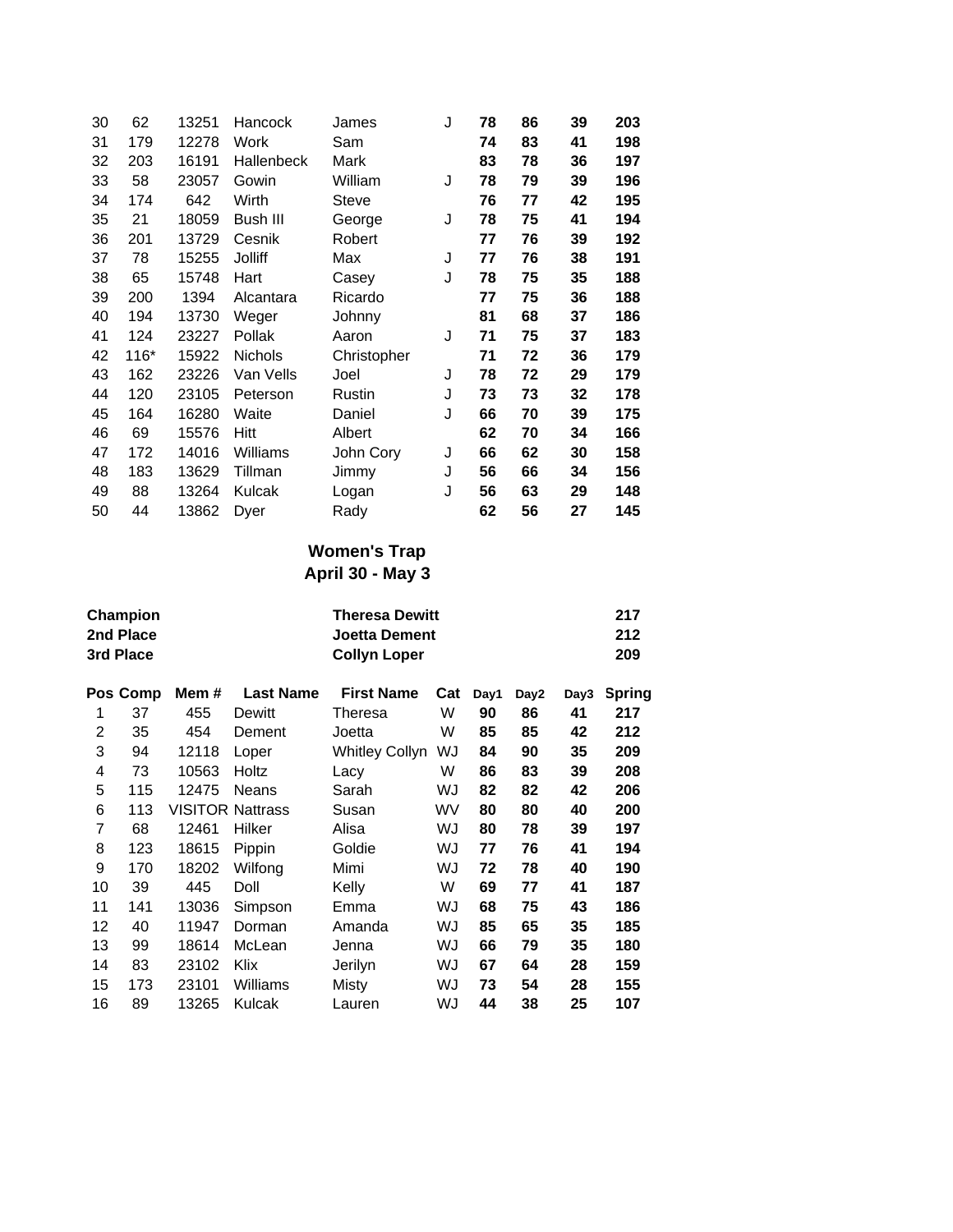| | | | | | | | | | |
|---|---|---|---|---|---|---|---|---|---|
| 30 | 62 | 13251 | Hancock | James | J | **78** | **86** | **39** | **203** |
| 31 | 179 | 12278 | Work | Sam | | **74** | **83** | **41** | **198** |
| 32 | 203 | 16191 | Hallenbeck | Mark | | **83** | **78** | **36** | **197** |
| 33 | 58 | 23057 | Gowin | William | J | **78** | **79** | **39** | **196** |
| 34 | 174 | 642 | Wirth | Steve | | **76** | **77** | **42** | **195** |
| 35 | 21 | 18059 | Bush III | George | J | **78** | **75** | **41** | **194** |
| 36 | 201 | 13729 | Cesnik | Robert | | **77** | **76** | **39** | **192** |
| 37 | 78 | 15255 | Jolliff | Max | J | **77** | **76** | **38** | **191** |
| 38 | 65 | 15748 | Hart | Casey | J | **78** | **75** | **35** | **188** |
| 39 | 200 | 1394 | Alcantara | Ricardo | | **77** | **75** | **36** | **188** |
| 40 | 194 | 13730 | Weger | Johnny | | **81** | **68** | **37** | **186** |
| 41 | 124 | 23227 | Pollak | Aaron | J | **71** | **75** | **37** | **183** |
| 42 | 116* | 15922 | Nichols | Christopher | | **71** | **72** | **36** | **179** |
| 43 | 162 | 23226 | Van Vells | Joel | J | **78** | **72** | **29** | **179** |
| 44 | 120 | 23105 | Peterson | Rustin | J | **73** | **73** | **32** | **178** |
| 45 | 164 | 16280 | Waite | Daniel | J | **66** | **70** | **39** | **175** |
| 46 | 69 | 15576 | Hitt | Albert | | **62** | **70** | **34** | **166** |
| 47 | 172 | 14016 | Williams | John Cory | J | **66** | **62** | **30** | **158** |
| 48 | 183 | 13629 | Tillman | Jimmy | J | **56** | **66** | **34** | **156** |
| 49 | 88 | 13264 | Kulcak | Logan | J | **56** | **63** | **29** | **148** |
| 50 | 44 | 13862 | Dyer | Rady | | **62** | **56** | **27** | **145** |

## Women's Trap
### April 30 - May 3

| | | |
|---|---|---|
| **Champion** | **Theresa Dewitt** | **217** |
| **2nd Place** | **Joetta Dement** | **212** |
| **3rd Place** | **Collyn Loper** | **209** |

| Pos | Comp | Mem # | Last Name | First Name | Cat | Day1 | Day2 | Day3 | Spring |
|---|---|---|---|---|---|---|---|---|---|
| 1 | 37 | 455 | Dewitt | Theresa | W | **90** | **86** | **41** | **217** |
| 2 | 35 | 454 | Dement | Joetta | W | **85** | **85** | **42** | **212** |
| 3 | 94 | 12118 | Loper | Whitley Collyn | WJ | **84** | **90** | **35** | **209** |
| 4 | 73 | 10563 | Holtz | Lacy | W | **86** | **83** | **39** | **208** |
| 5 | 115 | 12475 | Neans | Sarah | WJ | **82** | **82** | **42** | **206** |
| 6 | 113 | VISITOR | Nattrass | Susan | WV | **80** | **80** | **40** | **200** |
| 7 | 68 | 12461 | Hilker | Alisa | WJ | **80** | **78** | **39** | **197** |
| 8 | 123 | 18615 | Pippin | Goldie | WJ | **77** | **76** | **41** | **194** |
| 9 | 170 | 18202 | Wilfong | Mimi | WJ | **72** | **78** | **40** | **190** |
| 10 | 39 | 445 | Doll | Kelly | W | **69** | **77** | **41** | **187** |
| 11 | 141 | 13036 | Simpson | Emma | WJ | **68** | **75** | **43** | **186** |
| 12 | 40 | 11947 | Dorman | Amanda | WJ | **85** | **65** | **35** | **185** |
| 13 | 99 | 18614 | McLean | Jenna | WJ | **66** | **79** | **35** | **180** |
| 14 | 83 | 23102 | Klix | Jerilyn | WJ | **67** | **64** | **28** | **159** |
| 15 | 173 | 23101 | Williams | Misty | WJ | **73** | **54** | **28** | **155** |
| 16 | 89 | 13265 | Kulcak | Lauren | WJ | **44** | **38** | **25** | **107** |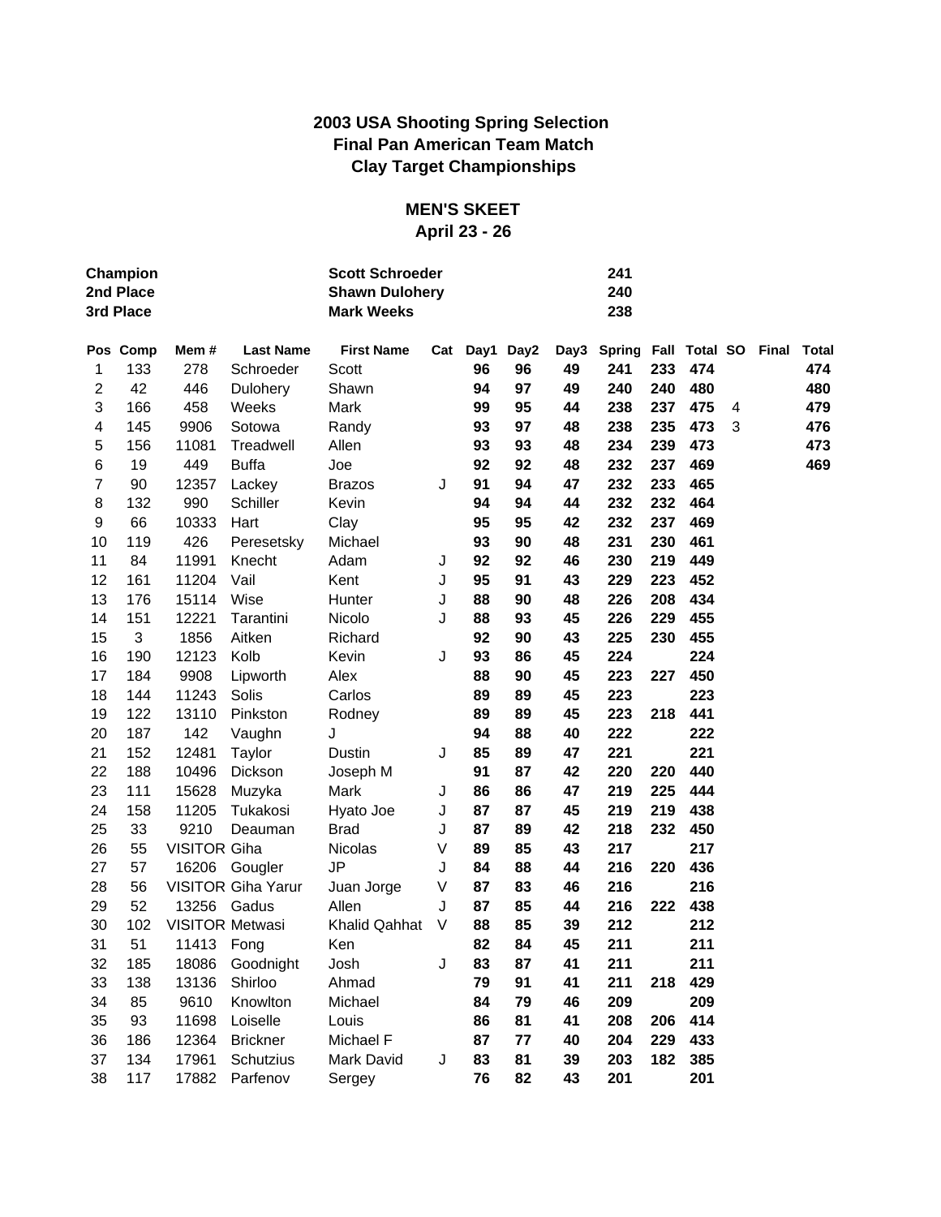## 2003 USA Shooting Spring Selection
## Final Pan American Team Match
## Clay Target Championships

### MEN'S SKEET
### April 23 - 26

| | | |
|---|---|---|
| **Champion** | **Scott Schroeder** | **241** |
| **2nd Place** | **Shawn Dulohery** | **240** |
| **3rd Place** | **Mark Weeks** | **238** |

| Pos | Comp | Mem # | Last Name | First Name | Cat | Day1 | Day2 | Day3 | Spring | Fall | Total | SO | Final | Total |
|---|---|---|---|---|---|---|---|---|---|---|---|---|---|---|
| 1 | 133 | 278 | Schroeder | Scott | | **96** | **96** | **49** | **241** | **233** | **474** | | | **474** |
| 2 | 42 | 446 | Dulohery | Shawn | | **94** | **97** | **49** | **240** | **240** | **480** | | | **480** |
| 3 | 166 | 458 | Weeks | Mark | | **99** | **95** | **44** | **238** | **237** | **475** | 4 | | **479** |
| 4 | 145 | 9906 | Sotowa | Randy | | **93** | **97** | **48** | **238** | **235** | **473** | 3 | | **476** |
| 5 | 156 | 11081 | Treadwell | Allen | | **93** | **93** | **48** | **234** | **239** | **473** | | | **473** |
| 6 | 19 | 449 | Buffa | Joe | | **92** | **92** | **48** | **232** | **237** | **469** | | | **469** |
| 7 | 90 | 12357 | Lackey | Brazos | J | **91** | **94** | **47** | **232** | **233** | **465** | | | |
| 8 | 132 | 990 | Schiller | Kevin | | **94** | **94** | **44** | **232** | **232** | **464** | | | |
| 9 | 66 | 10333 | Hart | Clay | | **95** | **95** | **42** | **232** | **237** | **469** | | | |
| 10 | 119 | 426 | Peresetsky | Michael | | **93** | **90** | **48** | **231** | **230** | **461** | | | |
| 11 | 84 | 11991 | Knecht | Adam | J | **92** | **92** | **46** | **230** | **219** | **449** | | | |
| 12 | 161 | 11204 | Vail | Kent | J | **95** | **91** | **43** | **229** | **223** | **452** | | | |
| 13 | 176 | 15114 | Wise | Hunter | J | **88** | **90** | **48** | **226** | **208** | **434** | | | |
| 14 | 151 | 12221 | Tarantini | Nicolo | J | **88** | **93** | **45** | **226** | **229** | **455** | | | |
| 15 | 3 | 1856 | Aitken | Richard | | **92** | **90** | **43** | **225** | **230** | **455** | | | |
| 16 | 190 | 12123 | Kolb | Kevin | J | **93** | **86** | **45** | **224** | | **224** | | | |
| 17 | 184 | 9908 | Lipworth | Alex | | **88** | **90** | **45** | **223** | **227** | **450** | | | |
| 18 | 144 | 11243 | Solis | Carlos | | **89** | **89** | **45** | **223** | | **223** | | | |
| 19 | 122 | 13110 | Pinkston | Rodney | | **89** | **89** | **45** | **223** | **218** | **441** | | | |
| 20 | 187 | 142 | Vaughn | J | | **94** | **88** | **40** | **222** | | **222** | | | |
| 21 | 152 | 12481 | Taylor | Dustin | J | **85** | **89** | **47** | **221** | | **221** | | | |
| 22 | 188 | 10496 | Dickson | Joseph M | | **91** | **87** | **42** | **220** | **220** | **440** | | | |
| 23 | 111 | 15628 | Muzyka | Mark | J | **86** | **86** | **47** | **219** | **225** | **444** | | | |
| 24 | 158 | 11205 | Tukakosi | Hyato Joe | J | **87** | **87** | **45** | **219** | **219** | **438** | | | |
| 25 | 33 | 9210 | Deauman | Brad | J | **87** | **89** | **42** | **218** | **232** | **450** | | | |
| 26 | 55 | VISITOR | Giha | Nicolas | V | **89** | **85** | **43** | **217** | | **217** | | | |
| 27 | 57 | 16206 | Gougler | JP | J | **84** | **88** | **44** | **216** | **220** | **436** | | | |
| 28 | 56 | VISITOR | Giha Yarur | Juan Jorge | V | **87** | **83** | **46** | **216** | | **216** | | | |
| 29 | 52 | 13256 | Gadus | Allen | J | **87** | **85** | **44** | **216** | **222** | **438** | | | |
| 30 | 102 | VISITOR | Metwasi | Khalid Qahhat | V | **88** | **85** | **39** | **212** | | **212** | | | |
| 31 | 51 | 11413 | Fong | Ken | | **82** | **84** | **45** | **211** | | **211** | | | |
| 32 | 185 | 18086 | Goodnight | Josh | J | **83** | **87** | **41** | **211** | | **211** | | | |
| 33 | 138 | 13136 | Shirloo | Ahmad | | **79** | **91** | **41** | **211** | **218** | **429** | | | |
| 34 | 85 | 9610 | Knowlton | Michael | | **84** | **79** | **46** | **209** | | **209** | | | |
| 35 | 93 | 11698 | Loiselle | Louis | | **86** | **81** | **41** | **208** | **206** | **414** | | | |
| 36 | 186 | 12364 | Brickner | Michael F | | **87** | **77** | **40** | **204** | **229** | **433** | | | |
| 37 | 134 | 17961 | Schutzius | Mark David | J | **83** | **81** | **39** | **203** | **182** | **385** | | | |
| 38 | 117 | 17882 | Parfenov | Sergey | | **76** | **82** | **43** | **201** | | **201** | | | |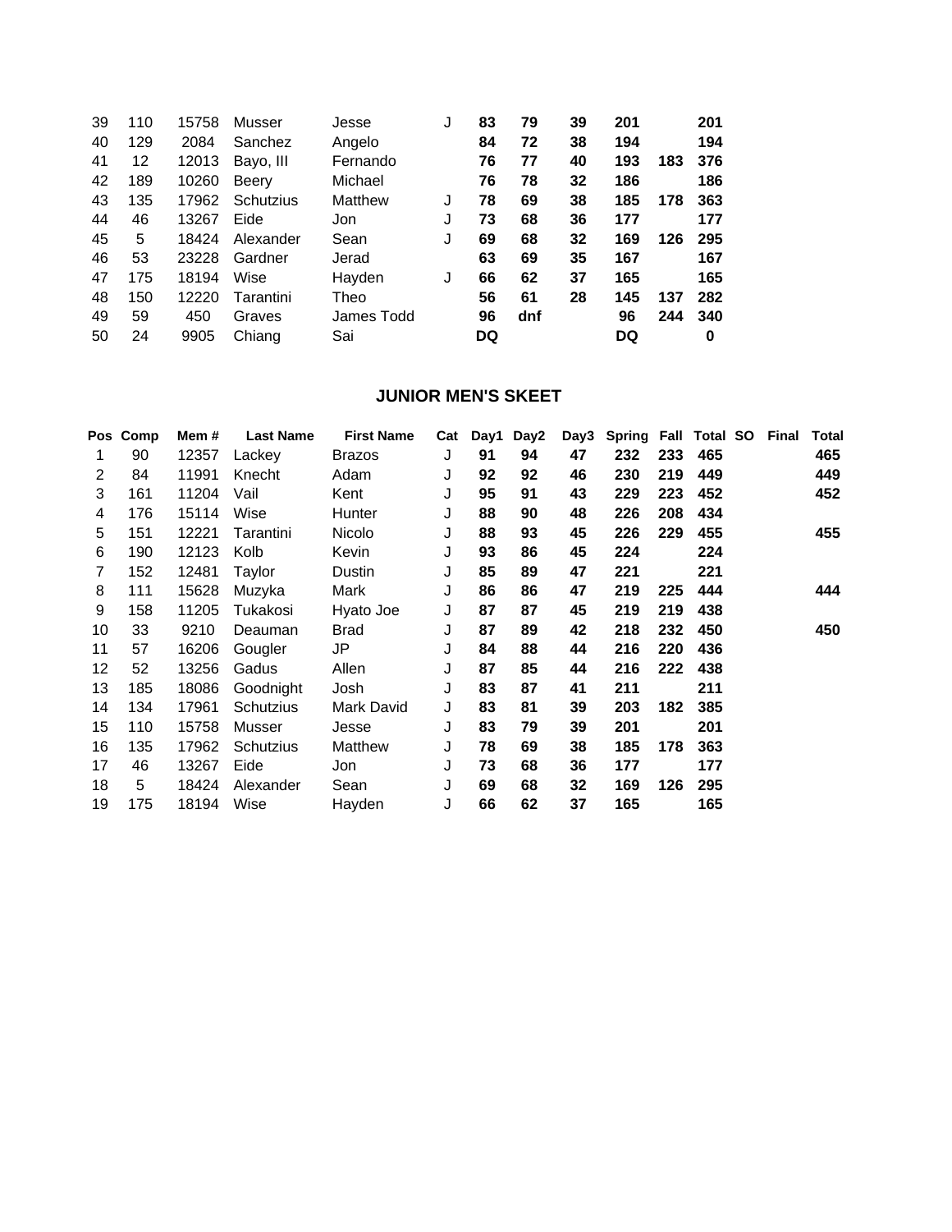| | | | | | | | | | | | |
|---|---|---|---|---|---|---|---|---|---|---|---|
| 39 | 110 | 15758 | Musser | Jesse | J | **83** | **79** | **39** | **201** | | **201** |
| 40 | 129 | 2084 | Sanchez | Angelo | | **84** | **72** | **38** | **194** | | **194** |
| 41 | 12 | 12013 | Bayo, III | Fernando | | **76** | **77** | **40** | **193** | **183** | **376** |
| 42 | 189 | 10260 | Beery | Michael | | **76** | **78** | **32** | **186** | | **186** |
| 43 | 135 | 17962 | Schutzius | Matthew | J | **78** | **69** | **38** | **185** | **178** | **363** |
| 44 | 46 | 13267 | Eide | Jon | J | **73** | **68** | **36** | **177** | | **177** |
| 45 | 5 | 18424 | Alexander | Sean | J | **69** | **68** | **32** | **169** | **126** | **295** |
| 46 | 53 | 23228 | Gardner | Jerad | | **63** | **69** | **35** | **167** | | **167** |
| 47 | 175 | 18194 | Wise | Hayden | J | **66** | **62** | **37** | **165** | | **165** |
| 48 | 150 | 12220 | Tarantini | Theo | | **56** | **61** | **28** | **145** | **137** | **282** |
| 49 | 59 | 450 | Graves | James Todd | | **96** | **dnf** | | **96** | **244** | **340** |
| 50 | 24 | 9905 | Chiang | Sai | | **DQ** | | | **DQ** | | **0** |

## JUNIOR MEN'S SKEET

| Pos | Comp | Mem # | Last Name | First Name | Cat | Day1 | Day2 | Day3 | Spring | Fall | Total | SO | Final | Total |
|---|---|---|---|---|---|---|---|---|---|---|---|---|---|---|
| 1 | 90 | 12357 | Lackey | Brazos | J | **91** | **94** | **47** | **232** | **233** | **465** | | | **465** |
| 2 | 84 | 11991 | Knecht | Adam | J | **92** | **92** | **46** | **230** | **219** | **449** | | | **449** |
| 3 | 161 | 11204 | Vail | Kent | J | **95** | **91** | **43** | **229** | **223** | **452** | | | **452** |
| 4 | 176 | 15114 | Wise | Hunter | J | **88** | **90** | **48** | **226** | **208** | **434** | | | |
| 5 | 151 | 12221 | Tarantini | Nicolo | J | **88** | **93** | **45** | **226** | **229** | **455** | | | **455** |
| 6 | 190 | 12123 | Kolb | Kevin | J | **93** | **86** | **45** | **224** | | **224** | | | |
| 7 | 152 | 12481 | Taylor | Dustin | J | **85** | **89** | **47** | **221** | | **221** | | | |
| 8 | 111 | 15628 | Muzyka | Mark | J | **86** | **86** | **47** | **219** | **225** | **444** | | | **444** |
| 9 | 158 | 11205 | Tukakosi | Hyato Joe | J | **87** | **87** | **45** | **219** | **219** | **438** | | | |
| 10 | 33 | 9210 | Deauman | Brad | J | **87** | **89** | **42** | **218** | **232** | **450** | | | **450** |
| 11 | 57 | 16206 | Gougler | JP | J | **84** | **88** | **44** | **216** | **220** | **436** | | | |
| 12 | 52 | 13256 | Gadus | Allen | J | **87** | **85** | **44** | **216** | **222** | **438** | | | |
| 13 | 185 | 18086 | Goodnight | Josh | J | **83** | **87** | **41** | **211** | | **211** | | | |
| 14 | 134 | 17961 | Schutzius | Mark David | J | **83** | **81** | **39** | **203** | **182** | **385** | | | |
| 15 | 110 | 15758 | Musser | Jesse | J | **83** | **79** | **39** | **201** | | **201** | | | |
| 16 | 135 | 17962 | Schutzius | Matthew | J | **78** | **69** | **38** | **185** | **178** | **363** | | | |
| 17 | 46 | 13267 | Eide | Jon | J | **73** | **68** | **36** | **177** | | **177** | | | |
| 18 | 5 | 18424 | Alexander | Sean | J | **69** | **68** | **32** | **169** | **126** | **295** | | | |
| 19 | 175 | 18194 | Wise | Hayden | J | **66** | **62** | **37** | **165** | | **165** | | | |